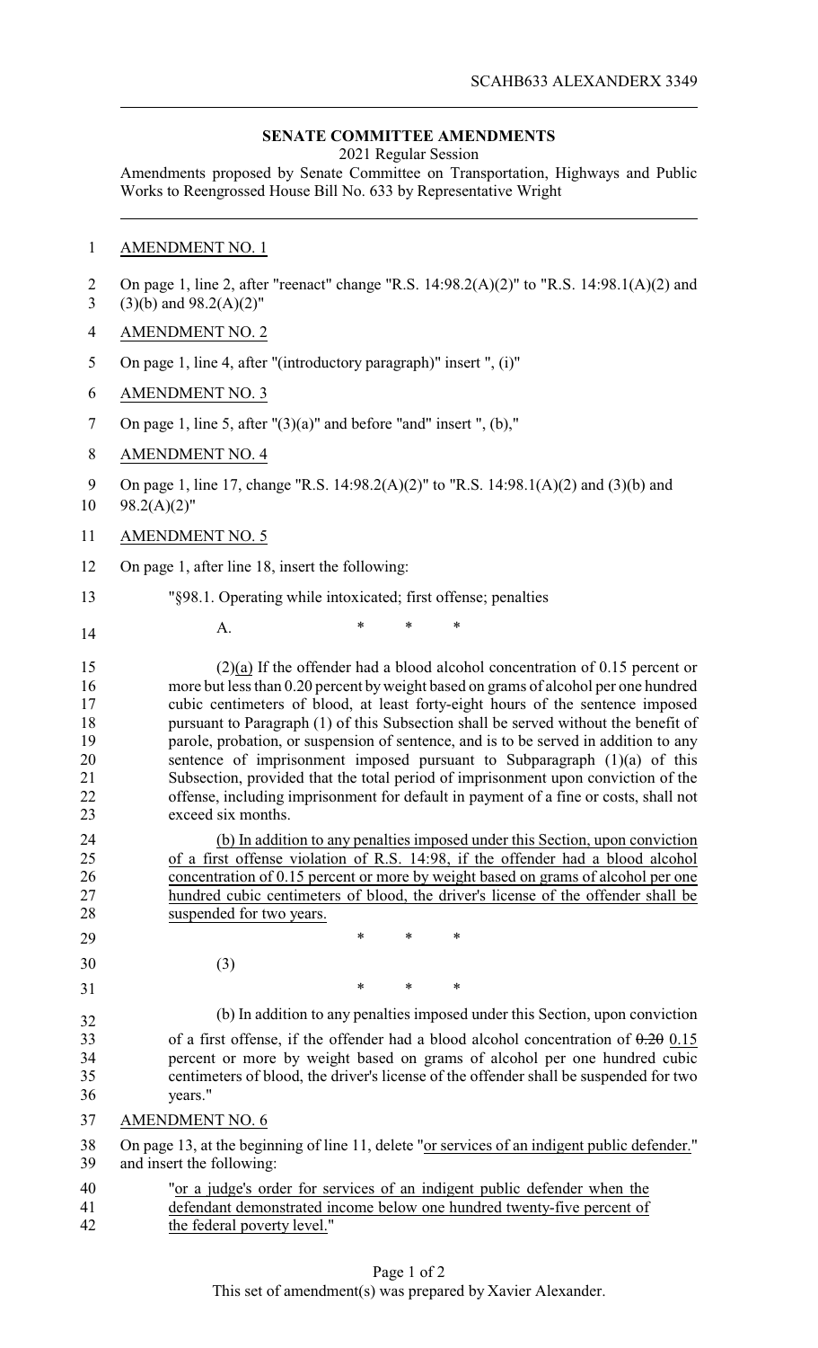SCAHB633 ALEXANDERX 3349

## SENATE COMMITTEE AMENDMENTS

2021 Regular Session

Amendments proposed by Senate Committee on Transportation, Highways and Public Works to Reengrossed House Bill No. 633 by Representative Wright

AMENDMENT NO. 1

On page 1, line 2, after "reenact" change "R.S. 14:98.2(A)(2)" to "R.S. 14:98.1(A)(2) and (3)(b) and 98.2(A)(2)"

AMENDMENT NO. 2

On page 1, line 4, after "(introductory paragraph)" insert ", (i)"

AMENDMENT NO. 3

On page 1, line 5, after "(3)(a)" and before "and" insert ", (b),"

AMENDMENT NO. 4

On page 1, line 17, change "R.S. 14:98.2(A)(2)" to "R.S. 14:98.1(A)(2) and (3)(b) and 98.2(A)(2)"

AMENDMENT NO. 5

On page 1, after line 18, insert the following:

"§98.1. Operating while intoxicated; first offense; penalties

A. * * *

(2)(a) If the offender had a blood alcohol concentration of 0.15 percent or more but less than 0.20 percent by weight based on grams of alcohol per one hundred cubic centimeters of blood, at least forty-eight hours of the sentence imposed pursuant to Paragraph (1) of this Subsection shall be served without the benefit of parole, probation, or suspension of sentence, and is to be served in addition to any sentence of imprisonment imposed pursuant to Subparagraph (1)(a) of this Subsection, provided that the total period of imprisonment upon conviction of the offense, including imprisonment for default in payment of a fine or costs, shall not exceed six months.

(b) In addition to any penalties imposed under this Section, upon conviction of a first offense violation of R.S. 14:98, if the offender had a blood alcohol concentration of 0.15 percent or more by weight based on grams of alcohol per one hundred cubic centimeters of blood, the driver's license of the offender shall be suspended for two years.

\* \* \*

(3)

\* \* \*

(b) In addition to any penalties imposed under this Section, upon conviction of a first offense, if the offender had a blood alcohol concentration of ~~0.20~~ 0.15 percent or more by weight based on grams of alcohol per one hundred cubic centimeters of blood, the driver's license of the offender shall be suspended for two years."

AMENDMENT NO. 6

On page 13, at the beginning of line 11, delete "or services of an indigent public defender." and insert the following:

"or a judge's order for services of an indigent public defender when the defendant demonstrated income below one hundred twenty-five percent of the federal poverty level."

This set of amendment(s) was prepared by Xavier Alexander.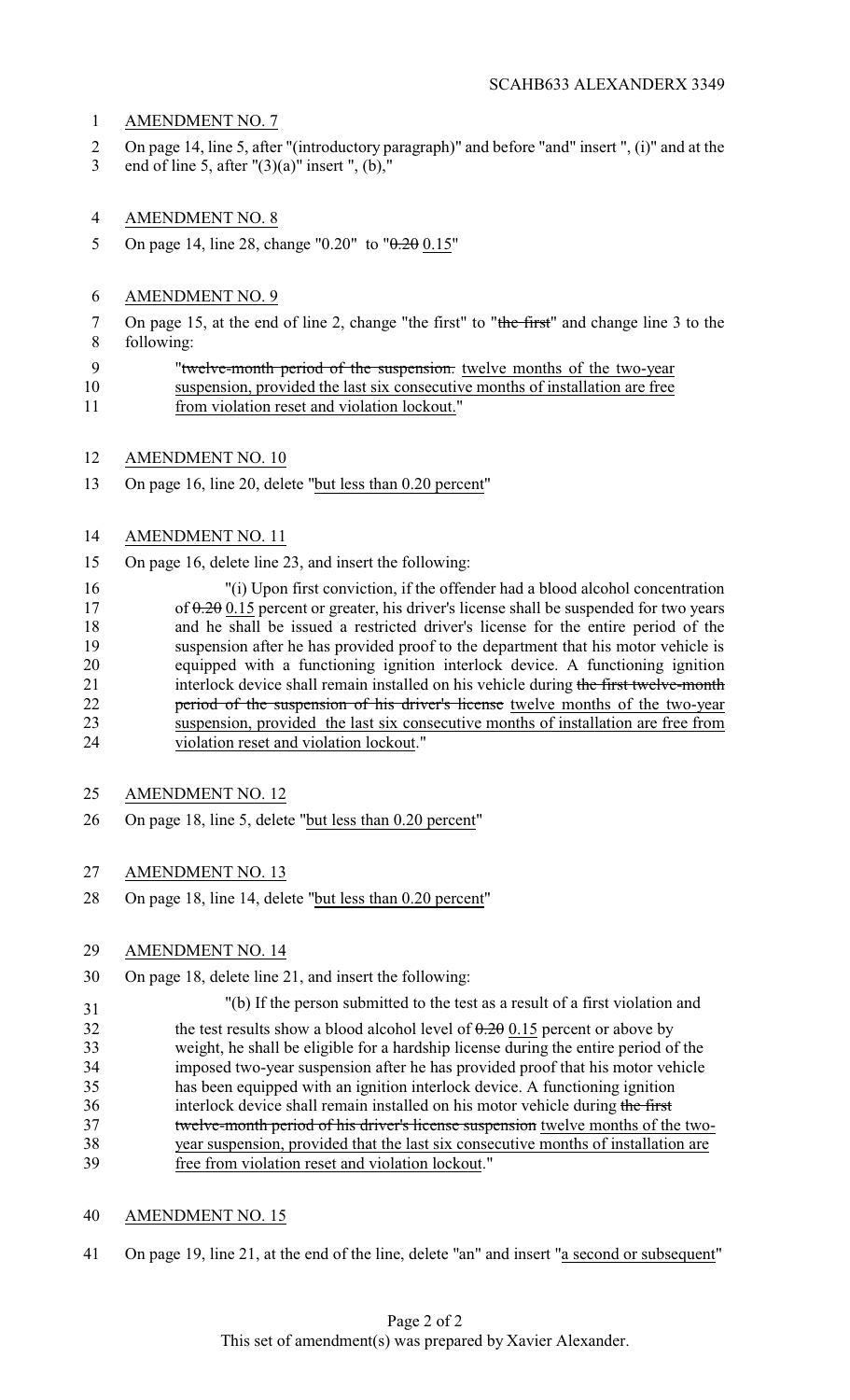AMENDMENT NO. 7

On page 14, line 5, after "(introductory paragraph)" and before "and" insert ", (i)" and at the end of line 5, after "(3)(a)" insert ", (b),"

AMENDMENT NO. 8

On page 14, line 28, change "0.20" to "~~0.20~~ 0.15"

AMENDMENT NO. 9

On page 15, at the end of line 2, change "the first" to "~~the first~~" and change line 3 to the following:

"~~twelve-month period of the suspension.~~ twelve months of the two-year suspension, provided the last six consecutive months of installation are free from violation reset and violation lockout."

AMENDMENT NO. 10

On page 16, line 20, delete "but less than 0.20 percent"

AMENDMENT NO. 11

On page 16, delete line 23, and insert the following:

"(i) Upon first conviction, if the offender had a blood alcohol concentration of ~~0.20~~ 0.15 percent or greater, his driver's license shall be suspended for two years and he shall be issued a restricted driver's license for the entire period of the suspension after he has provided proof to the department that his motor vehicle is equipped with a functioning ignition interlock device. A functioning ignition interlock device shall remain installed on his vehicle during ~~the first twelve-month period of the suspension of his driver's license~~ twelve months of the two-year suspension, provided the last six consecutive months of installation are free from violation reset and violation lockout."

AMENDMENT NO. 12

On page 18, line 5, delete "but less than 0.20 percent"

AMENDMENT NO. 13

On page 18, line 14, delete "but less than 0.20 percent"

AMENDMENT NO. 14

On page 18, delete line 21, and insert the following:

"(b) If the person submitted to the test as a result of a first violation and the test results show a blood alcohol level of ~~0.20~~ 0.15 percent or above by weight, he shall be eligible for a hardship license during the entire period of the imposed two-year suspension after he has provided proof that his motor vehicle has been equipped with an ignition interlock device. A functioning ignition interlock device shall remain installed on his motor vehicle during ~~the first twelve-month period of his driver's license suspension~~ twelve months of the two-year suspension, provided that the last six consecutive months of installation are free from violation reset and violation lockout."

AMENDMENT NO. 15

On page 19, line 21, at the end of the line, delete "an" and insert "a second or subsequent"